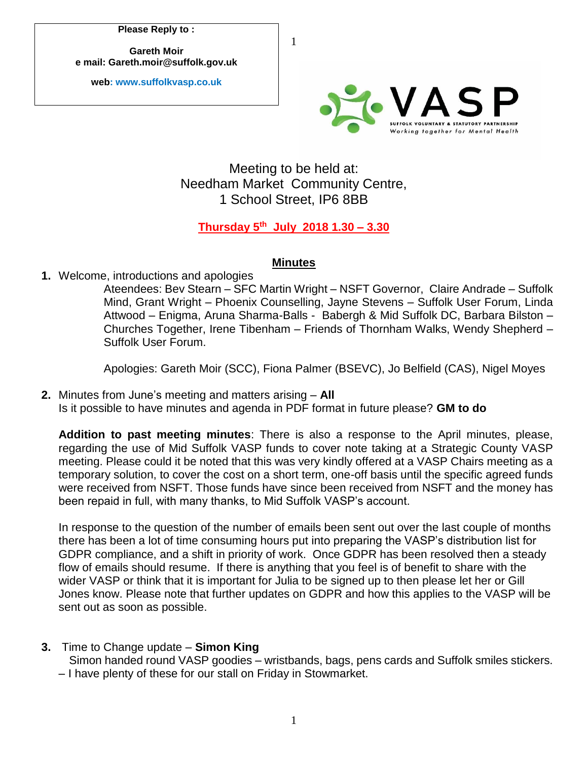**Please Reply to :**

**Gareth Moir**
**e mail: Gareth.moir@suffolk.gov.uk**

**web: www.suffolkvasp.co.uk**

VASP
SUFFOLK VOLUNTARY & STATUTORY PARTNERSHIP
*Working together for Mental Health*

Meeting to be held at:
Needham Market Community Centre,
1 School Street, IP6 8BB

**Thursday 5th July 2018 1.30 – 3.30**

## Minutes

1. Welcome, introductions and apologies

   Ateendees: Bev Stearn – SFC Martin Wright – NSFT Governor, Claire Andrade – Suffolk Mind, Grant Wright – Phoenix Counselling, Jayne Stevens – Suffolk User Forum, Linda Attwood – Enigma, Aruna Sharma-Balls - Babergh & Mid Suffolk DC, Barbara Bilston – Churches Together, Irene Tibenham – Friends of Thornham Walks, Wendy Shepherd – Suffolk User Forum.

   Apologies: Gareth Moir (SCC), Fiona Palmer (BSEVC), Jo Belfield (CAS), Nigel Moyes

2. Minutes from June's meeting and matters arising – **All**
   Is it possible to have minutes and agenda in PDF format in future please? **GM to do**

   **Addition to past meeting minutes**: There is also a response to the April minutes, please, regarding the use of Mid Suffolk VASP funds to cover note taking at a Strategic County VASP meeting. Please could it be noted that this was very kindly offered at a VASP Chairs meeting as a temporary solution, to cover the cost on a short term, one-off basis until the specific agreed funds were received from NSFT. Those funds have since been received from NSFT and the money has been repaid in full, with many thanks, to Mid Suffolk VASP's account.

   In response to the question of the number of emails been sent out over the last couple of months there has been a lot of time consuming hours put into preparing the VASP's distribution list for GDPR compliance, and a shift in priority of work. Once GDPR has been resolved then a steady flow of emails should resume. If there is anything that you feel is of benefit to share with the wider VASP or think that it is important for Julia to be signed up to then please let her or Gill Jones know. Please note that further updates on GDPR and how this applies to the VASP will be sent out as soon as possible.

3. Time to Change update – **Simon King**
   Simon handed round VASP goodies – wristbands, bags, pens cards and Suffolk smiles stickers. – I have plenty of these for our stall on Friday in Stowmarket.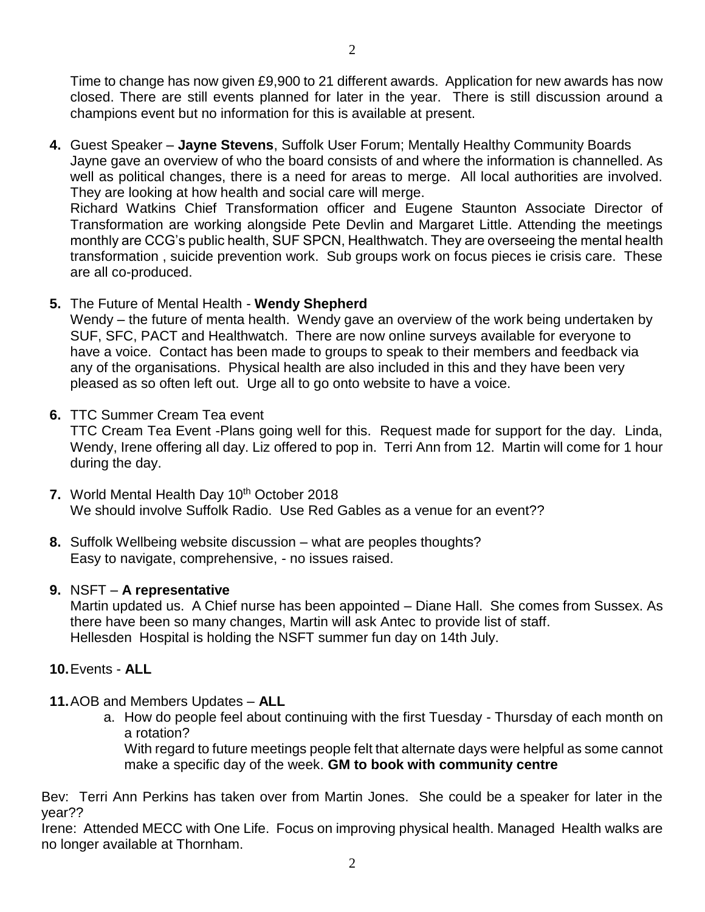Time to change has now given £9,900 to 21 different awards. Application for new awards has now closed. There are still events planned for later in the year. There is still discussion around a champions event but no information for this is available at present.

4. Guest Speaker – **Jayne Stevens**, Suffolk User Forum; Mentally Healthy Community Boards
   Jayne gave an overview of who the board consists of and where the information is channelled. As well as political changes, there is a need for areas to merge. All local authorities are involved. They are looking at how health and social care will merge.
   Richard Watkins Chief Transformation officer and Eugene Staunton Associate Director of Transformation are working alongside Pete Devlin and Margaret Little. Attending the meetings monthly are CCG's public health, SUF SPCN, Healthwatch. They are overseeing the mental health transformation , suicide prevention work. Sub groups work on focus pieces ie crisis care. These are all co-produced.

5. The Future of Mental Health - **Wendy Shepherd**
   Wendy – the future of menta health. Wendy gave an overview of the work being undertaken by SUF, SFC, PACT and Healthwatch. There are now online surveys available for everyone to have a voice. Contact has been made to groups to speak to their members and feedback via any of the organisations. Physical health are also included in this and they have been very pleased as so often left out. Urge all to go onto website to have a voice.

6. TTC Summer Cream Tea event
   TTC Cream Tea Event -Plans going well for this. Request made for support for the day. Linda, Wendy, Irene offering all day. Liz offered to pop in. Terri Ann from 12. Martin will come for 1 hour during the day.

7. World Mental Health Day 10th October 2018
   We should involve Suffolk Radio. Use Red Gables as a venue for an event??

8. Suffolk Wellbeing website discussion – what are peoples thoughts?
   Easy to navigate, comprehensive, - no issues raised.

9. NSFT – **A representative**
   Martin updated us. A Chief nurse has been appointed – Diane Hall. She comes from Sussex. As there have been so many changes, Martin will ask Antec to provide list of staff.
   Hellesden Hospital is holding the NSFT summer fun day on 14th July.

10. Events - **ALL**

11. AOB and Members Updates – **ALL**
    a. How do people feel about continuing with the first Tuesday - Thursday of each month on a rotation?
       With regard to future meetings people felt that alternate days were helpful as some cannot make a specific day of the week. **GM to book with community centre**

Bev: Terri Ann Perkins has taken over from Martin Jones. She could be a speaker for later in the year??

Irene: Attended MECC with One Life. Focus on improving physical health. Managed Health walks are no longer available at Thornham.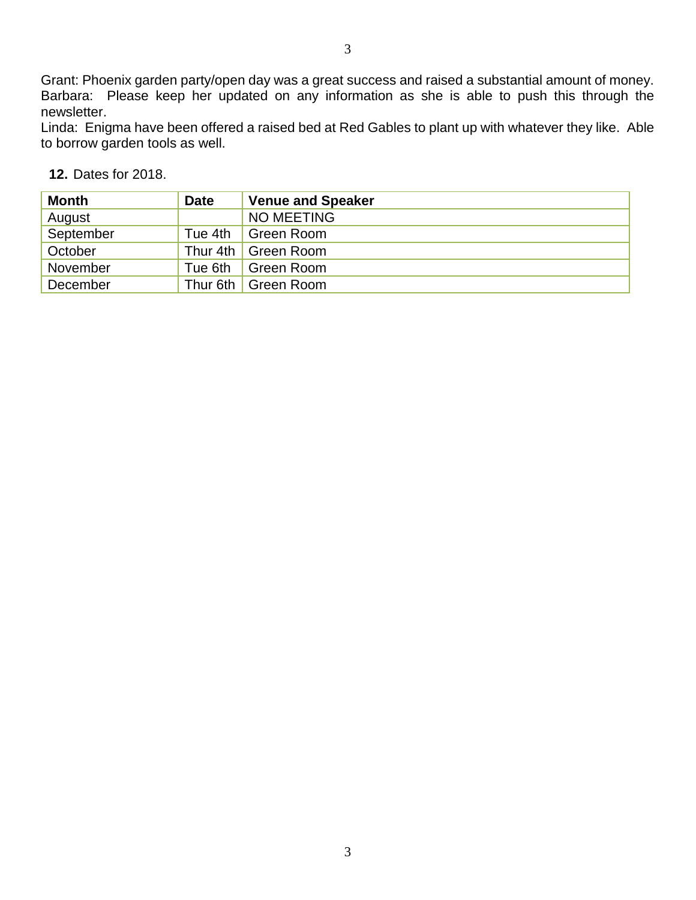Grant: Phoenix garden party/open day was a great success and raised a substantial amount of money.
Barbara: Please keep her updated on any information as she is able to push this through the newsletter.
Linda: Enigma have been offered a raised bed at Red Gables to plant up with whatever they like. Able to borrow garden tools as well.

**12.** Dates for 2018.

| Month | Date | Venue and Speaker |
|---|---|---|
| August | | NO MEETING |
| September | Tue 4th | Green Room |
| October | Thur 4th | Green Room |
| November | Tue 6th | Green Room |
| December | Thur 6th | Green Room |